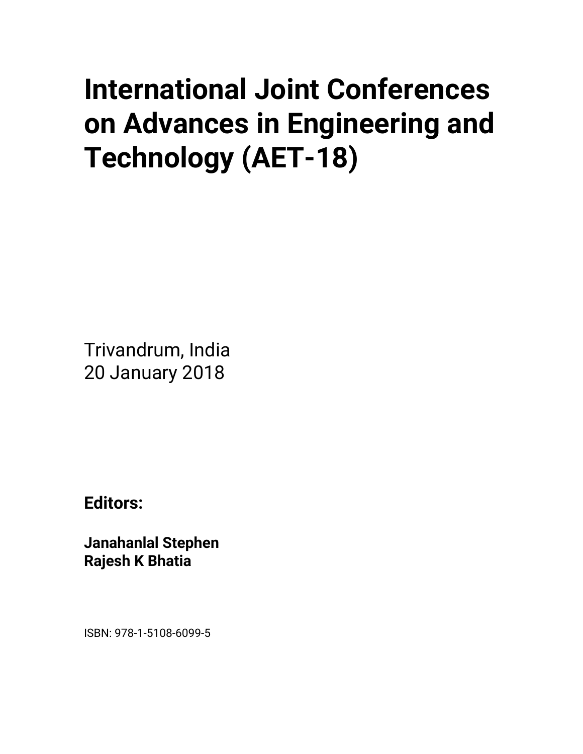# International Joint Conferences on Advances in Engineering and Technology (AET-18)

Trivandrum, India
20 January 2018

**Editors:**

**Janahanlal Stephen**
**Rajesh K Bhatia**

ISBN: 978-1-5108-6099-5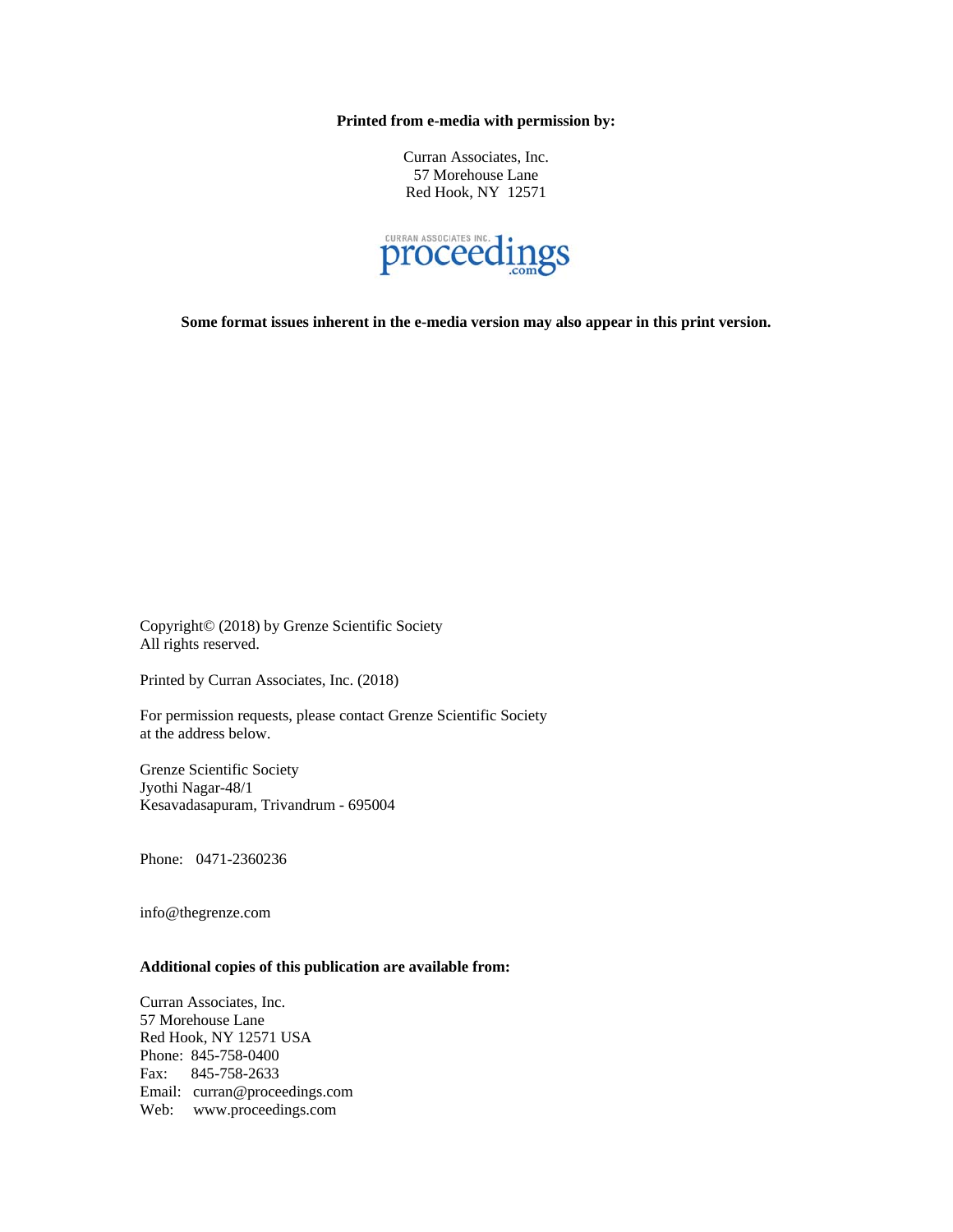**Printed from e-media with permission by:**

Curran Associates, Inc.
57 Morehouse Lane
Red Hook, NY 12571

**Some format issues inherent in the e-media version may also appear in this print version.**

Copyright© (2018) by Grenze Scientific Society
All rights reserved.

Printed by Curran Associates, Inc. (2018)

For permission requests, please contact Grenze Scientific Society
at the address below.

Grenze Scientific Society
Jyothi Nagar-48/1
Kesavadasapuram, Trivandrum - 695004

Phone: 0471-2360236

info@thegrenze.com

**Additional copies of this publication are available from:**

Curran Associates, Inc.
57 Morehouse Lane
Red Hook, NY 12571 USA
Phone: 845-758-0400
Fax: 845-758-2633
Email: curran@proceedings.com
Web: www.proceedings.com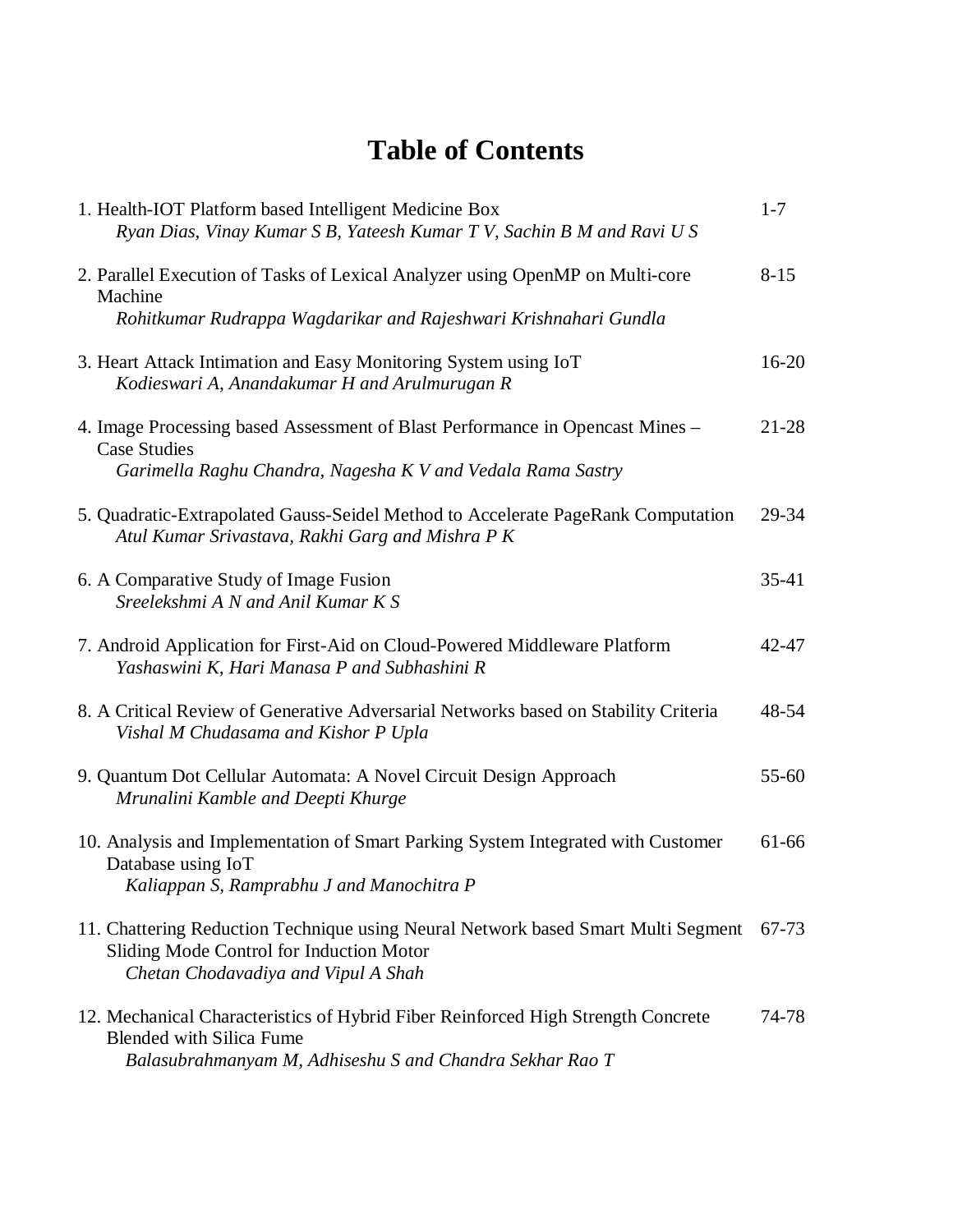# Table of Contents

| | |
|---|---|
| 1. Health-IOT Platform based Intelligent Medicine Box<br>*Ryan Dias, Vinay Kumar S B, Yateesh Kumar T V, Sachin B M and Ravi U S* | 1-7 |
| 2. Parallel Execution of Tasks of Lexical Analyzer using OpenMP on Multi-core Machine<br>*Rohitkumar Rudrappa Wagdarikar and Rajeshwari Krishnahari Gundla* | 8-15 |
| 3. Heart Attack Intimation and Easy Monitoring System using IoT<br>*Kodieswari A, Anandakumar H and Arulmurugan R* | 16-20 |
| 4. Image Processing based Assessment of Blast Performance in Opencast Mines – Case Studies<br>*Garimella Raghu Chandra, Nagesha K V and Vedala Rama Sastry* | 21-28 |
| 5. Quadratic-Extrapolated Gauss-Seidel Method to Accelerate PageRank Computation<br>*Atul Kumar Srivastava, Rakhi Garg and Mishra P K* | 29-34 |
| 6. A Comparative Study of Image Fusion<br>*Sreelekshmi A N and Anil Kumar K S* | 35-41 |
| 7. Android Application for First-Aid on Cloud-Powered Middleware Platform<br>*Yashaswini K, Hari Manasa P and Subhashini R* | 42-47 |
| 8. A Critical Review of Generative Adversarial Networks based on Stability Criteria<br>*Vishal M Chudasama and Kishor P Upla* | 48-54 |
| 9. Quantum Dot Cellular Automata: A Novel Circuit Design Approach<br>*Mrunalini Kamble and Deepti Khurge* | 55-60 |
| 10. Analysis and Implementation of Smart Parking System Integrated with Customer Database using IoT<br>*Kaliappan S, Ramprabhu J and Manochitra P* | 61-66 |
| 11. Chattering Reduction Technique using Neural Network based Smart Multi Segment Sliding Mode Control for Induction Motor<br>*Chetan Chodavadiya and Vipul A Shah* | 67-73 |
| 12. Mechanical Characteristics of Hybrid Fiber Reinforced High Strength Concrete Blended with Silica Fume<br>*Balasubrahmanyam M, Adhiseshu S and Chandra Sekhar Rao T* | 74-78 |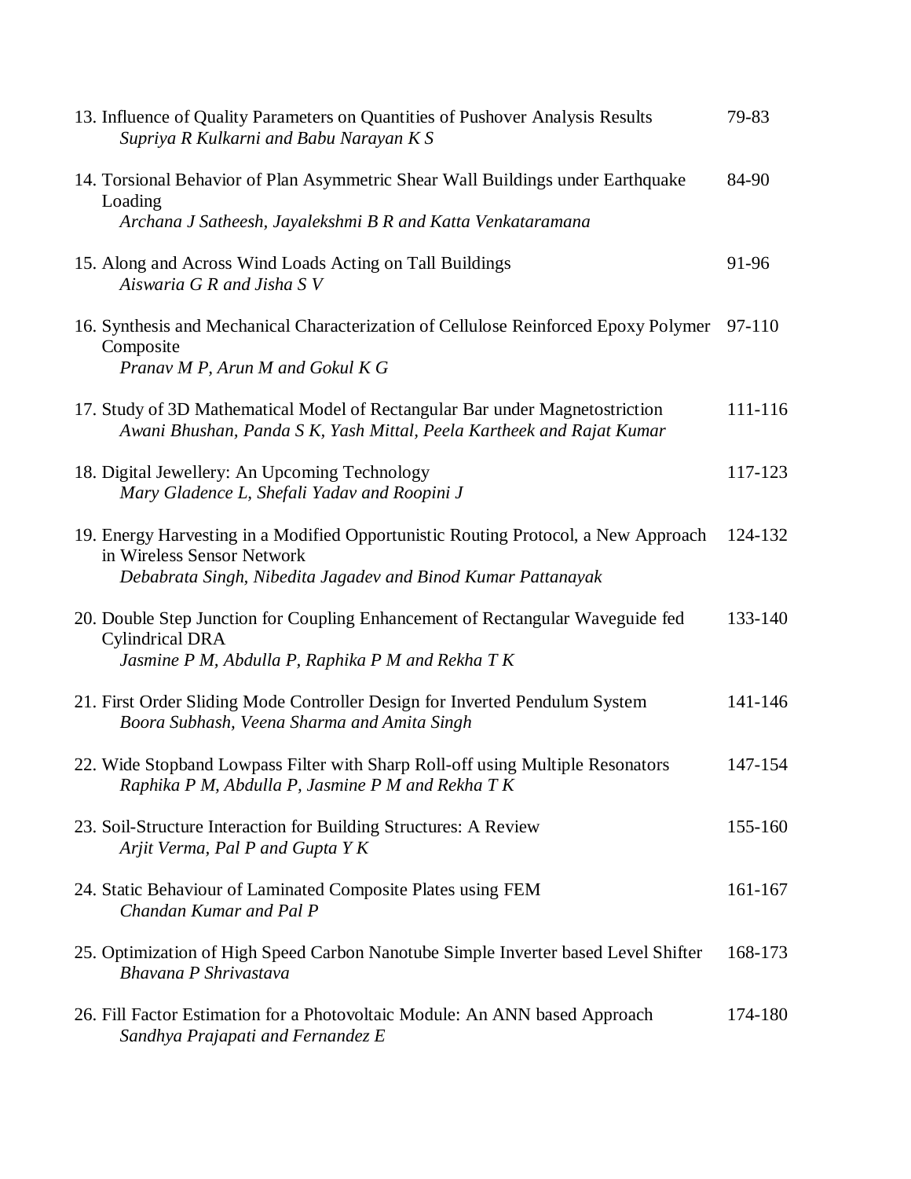13. Influence of Quality Parameters on Quantities of Pushover Analysis Results — 79-83
    *Supriya R Kulkarni and Babu Narayan K S*

14. Torsional Behavior of Plan Asymmetric Shear Wall Buildings under Earthquake Loading — 84-90
    *Archana J Satheesh, Jayalekshmi B R and Katta Venkataramana*

15. Along and Across Wind Loads Acting on Tall Buildings — 91-96
    *Aiswaria G R and Jisha S V*

16. Synthesis and Mechanical Characterization of Cellulose Reinforced Epoxy Polymer Composite — 97-110
    *Pranav M P, Arun M and Gokul K G*

17. Study of 3D Mathematical Model of Rectangular Bar under Magnetostriction — 111-116
    *Awani Bhushan, Panda S K, Yash Mittal, Peela Kartheek and Rajat Kumar*

18. Digital Jewellery: An Upcoming Technology — 117-123
    *Mary Gladence L, Shefali Yadav and Roopini J*

19. Energy Harvesting in a Modified Opportunistic Routing Protocol, a New Approach in Wireless Sensor Network — 124-132
    *Debabrata Singh, Nibedita Jagadev and Binod Kumar Pattanayak*

20. Double Step Junction for Coupling Enhancement of Rectangular Waveguide fed Cylindrical DRA — 133-140
    *Jasmine P M, Abdulla P, Raphika P M and Rekha T K*

21. First Order Sliding Mode Controller Design for Inverted Pendulum System — 141-146
    *Boora Subhash, Veena Sharma and Amita Singh*

22. Wide Stopband Lowpass Filter with Sharp Roll-off using Multiple Resonators — 147-154
    *Raphika P M, Abdulla P, Jasmine P M and Rekha T K*

23. Soil-Structure Interaction for Building Structures: A Review — 155-160
    *Arjit Verma, Pal P and Gupta Y K*

24. Static Behaviour of Laminated Composite Plates using FEM — 161-167
    *Chandan Kumar and Pal P*

25. Optimization of High Speed Carbon Nanotube Simple Inverter based Level Shifter — 168-173
    *Bhavana P Shrivastava*

26. Fill Factor Estimation for a Photovoltaic Module: An ANN based Approach — 174-180
    *Sandhya Prajapati and Fernandez E*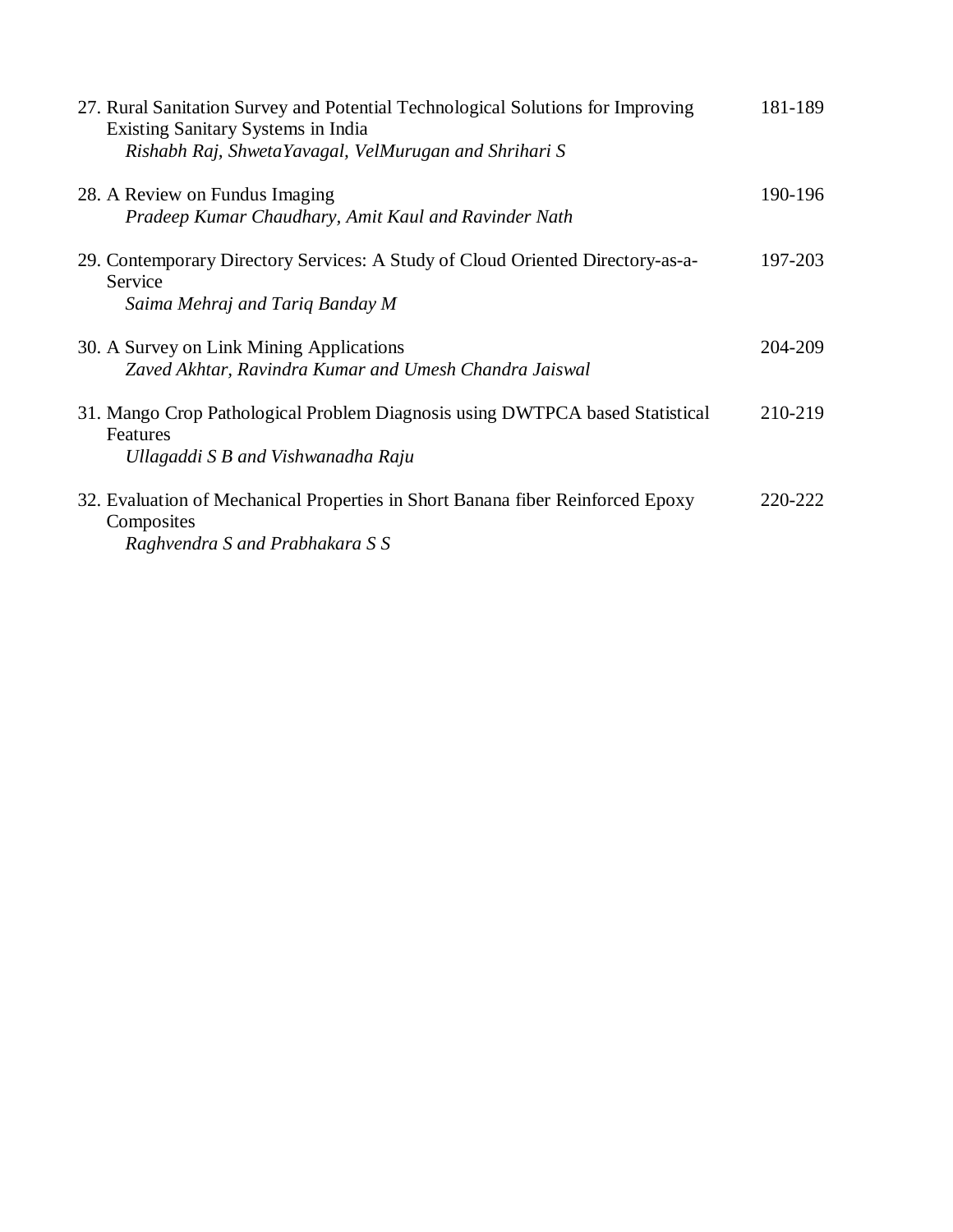27. Rural Sanitation Survey and Potential Technological Solutions for Improving Existing Sanitary Systems in India — 181-189
    *Rishabh Raj, ShwetaYavagal, VelMurugan and Shrihari S*

28. A Review on Fundus Imaging — 190-196
    *Pradeep Kumar Chaudhary, Amit Kaul and Ravinder Nath*

29. Contemporary Directory Services: A Study of Cloud Oriented Directory-as-a-Service — 197-203
    *Saima Mehraj and Tariq Banday M*

30. A Survey on Link Mining Applications — 204-209
    *Zaved Akhtar, Ravindra Kumar and Umesh Chandra Jaiswal*

31. Mango Crop Pathological Problem Diagnosis using DWTPCA based Statistical Features — 210-219
    *Ullagaddi S B and Vishwanadha Raju*

32. Evaluation of Mechanical Properties in Short Banana fiber Reinforced Epoxy Composites — 220-222
    *Raghvendra S and Prabhakara S S*